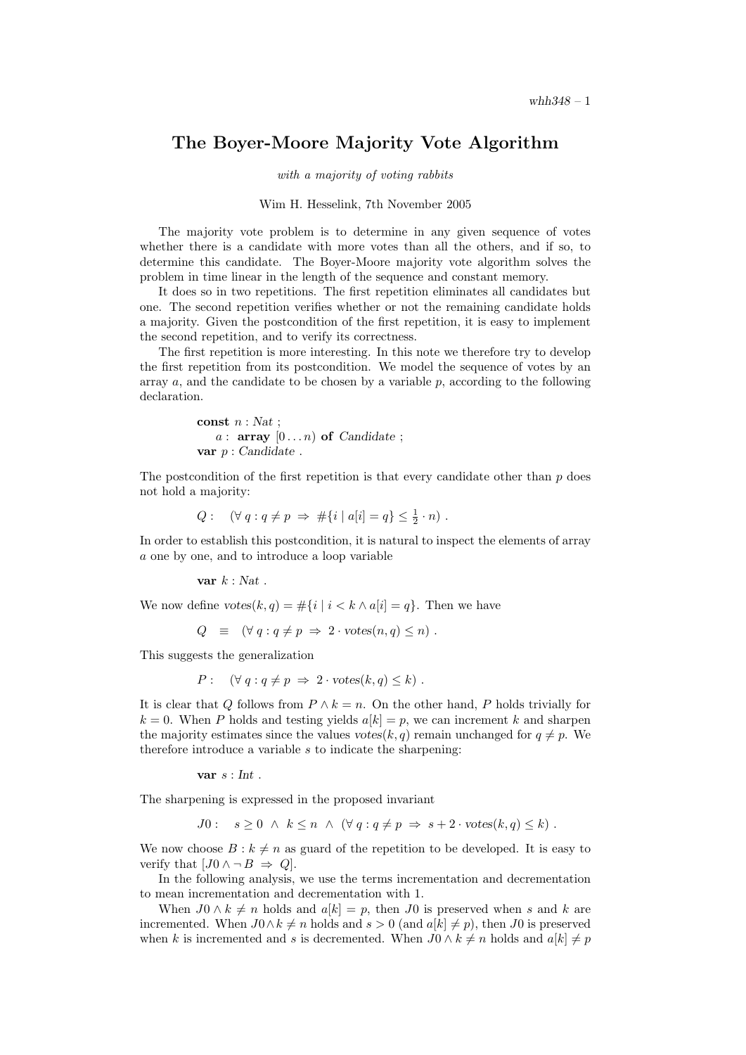# The Boyer-Moore Majority Vote Algorithm

*with a majority of voting rabbits*

Wim H. Hesselink, 7th November 2005

The majority vote problem is to determine in any given sequence of votes whether there is a candidate with more votes than all the others, and if so, to determine this candidate. The Boyer-Moore majority vote algorithm solves the problem in time linear in the length of the sequence and constant memory.

It does so in two repetitions. The first repetition eliminates all candidates but one. The second repetition verifies whether or not the remaining candidate holds a majority. Given the postcondition of the first repetition, it is easy to implement the second repetition, and to verify its correctness.

The first repetition is more interesting. In this note we therefore try to develop the first repetition from its postcondition. We model the sequence of votes by an array $a$, and the candidate to be chosen by a variable $p$, according to the following declaration.

> **const** $n : \mathit{Nat}$ ;
> $\quad a :$ **array** $[0 \ldots n)$ **of** *Candidate* ;
> **var** $p : \mathit{Candidate}$ .

The postcondition of the first repetition is that every candidate other than $p$ does not hold a majority:

$$Q : \quad (\forall\, q : q \neq p \;\Rightarrow\; \#\{i \mid a[i] = q\} \leq \tfrac{1}{2} \cdot n) \ .$$

In order to establish this postcondition, it is natural to inspect the elements of array $a$ one by one, and to introduce a loop variable

> **var** $k : \mathit{Nat}$ .

We now define $\mathit{votes}(k, q) = \#\{i \mid i < k \wedge a[i] = q\}$. Then we have

$$Q \quad \equiv \quad (\forall\, q : q \neq p \;\Rightarrow\; 2 \cdot \mathit{votes}(n, q) \leq n) \ .$$

This suggests the generalization

$$P : \quad (\forall\, q : q \neq p \;\Rightarrow\; 2 \cdot \mathit{votes}(k, q) \leq k) \ .$$

It is clear that $Q$ follows from $P \wedge k = n$. On the other hand, $P$ holds trivially for $k = 0$. When $P$ holds and testing yields $a[k] = p$, we can increment $k$ and sharpen the majority estimates since the values $\mathit{votes}(k, q)$ remain unchanged for $q \neq p$. We therefore introduce a variable $s$ to indicate the sharpening:

> **var** $s : \mathit{Int}$ .

The sharpening is expressed in the proposed invariant

$$J0 : \quad s \geq 0 \;\wedge\; k \leq n \;\wedge\; (\forall\, q : q \neq p \;\Rightarrow\; s + 2 \cdot \mathit{votes}(k, q) \leq k) \ .$$

We now choose $B : k \neq n$ as guard of the repetition to be developed. It is easy to verify that $[J0 \wedge \neg B \;\Rightarrow\; Q]$.

In the following analysis, we use the terms incrementation and decrementation to mean incrementation and decrementation with 1.

When $J0 \wedge k \neq n$ holds and $a[k] = p$, then $J0$ is preserved when $s$ and $k$ are incremented. When $J0 \wedge k \neq n$ holds and $s > 0$ (and $a[k] \neq p$), then $J0$ is preserved when $k$ is incremented and $s$ is decremented. When $J0 \wedge k \neq n$ holds and $a[k] \neq p$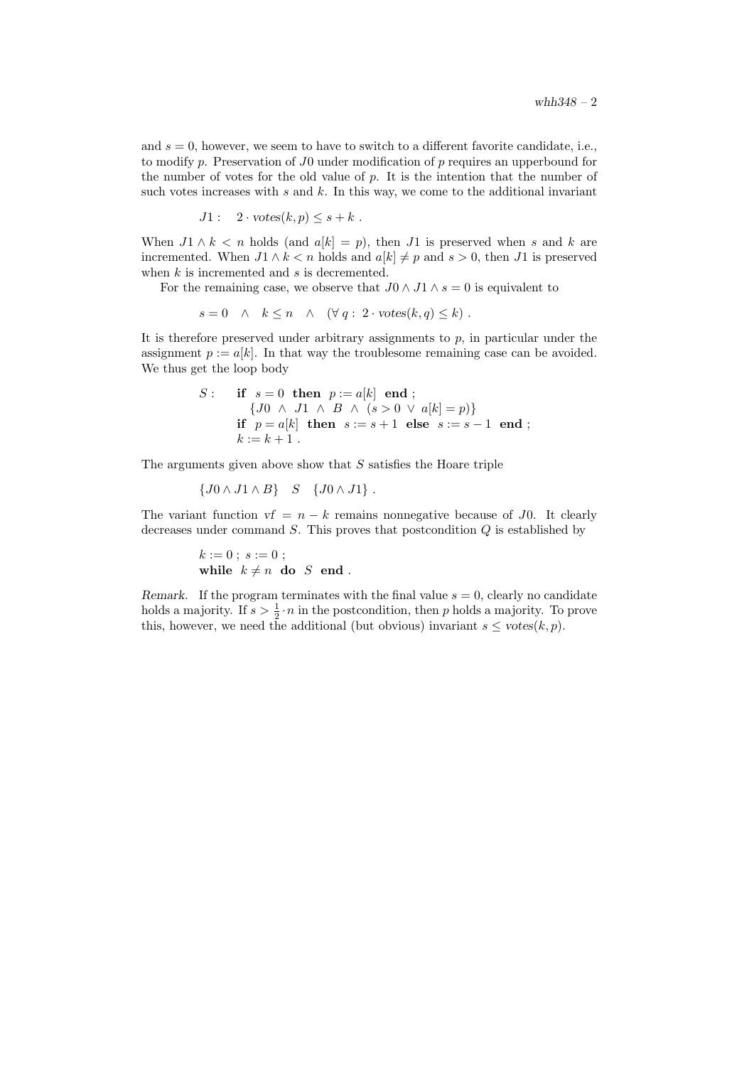and $s = 0$, however, we seem to have to switch to a different favorite candidate, i.e., to modify $p$. Preservation of $J0$ under modification of $p$ requires an upperbound for the number of votes for the old value of $p$. It is the intention that the number of such votes increases with $s$ and $k$. In this way, we come to the additional invariant

$$J1: \quad 2 \cdot votes(k, p) \leq s + k \ .$$

When $J1 \wedge k < n$ holds (and $a[k] = p$), then $J1$ is preserved when $s$ and $k$ are incremented. When $J1 \wedge k < n$ holds and $a[k] \neq p$ and $s > 0$, then $J1$ is preserved when $k$ is incremented and $s$ is decremented.

For the remaining case, we observe that $J0 \wedge J1 \wedge s = 0$ is equivalent to

$$s = 0 \quad \wedge \quad k \leq n \quad \wedge \quad (\forall\, q: \ 2 \cdot votes(k, q) \leq k) \ .$$

It is therefore preserved under arbitrary assignments to $p$, in particular under the assignment $p := a[k]$. In that way the troublesome remaining case can be avoided. We thus get the loop body

```
S :   if  s = 0  then  p := a[k]  end ;
        {J0 ∧ J1 ∧ B ∧ (s > 0 ∨ a[k] = p)}
      if  p = a[k]  then  s := s + 1  else  s := s − 1  end ;
      k := k + 1 .
```

The arguments given above show that $S$ satisfies the Hoare triple

$$\{J0 \wedge J1 \wedge B\} \quad S \quad \{J0 \wedge J1\} \ .$$

The variant function $vf = n - k$ remains nonnegative because of $J0$. It clearly decreases under command $S$. This proves that postcondition $Q$ is established by

```
k := 0 ; s := 0 ;
while  k ≠ n  do  S  end .
```

*Remark.* If the program terminates with the final value $s = 0$, clearly no candidate holds a majority. If $s > \frac{1}{2} \cdot n$ in the postcondition, then $p$ holds a majority. To prove this, however, we need the additional (but obvious) invariant $s \leq votes(k, p)$.